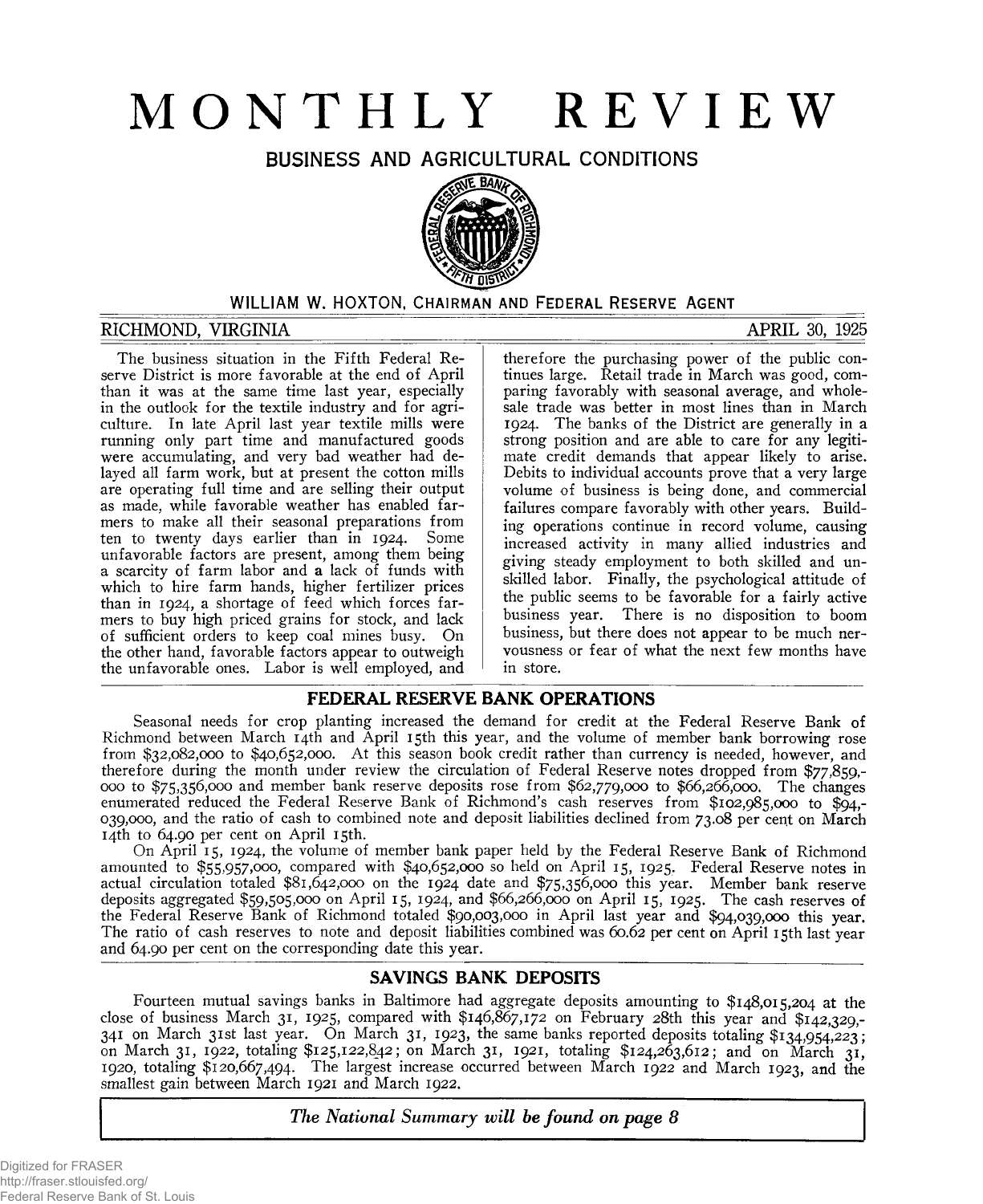# MONTHLY REVIEW

## BUSINESS AND AGRICULTURAL CONDITIONS

WILLIAM W. HOXTON, CHAIRMAN AND FEDERAL RESERVE AGENT

RICHMOND, VIRGINIA APRIL 30, 1925

The business situation in the Fifth Federal Reserve District is more favorable at the end of April than it was at the same time last year, especially in the outlook for the textile industry and for agriculture. In late April last year textile mills were running only part time and manufactured goods were accumulating, and very bad weather had delayed all farm work, but at present the cotton mills are operating full time and are selling their output as made, while favorable weather has enabled farmers to make all their seasonal preparations from ten to twenty days earlier than in 1924. Some unfavorable factors are present, among them being a scarcity of farm labor and a lack of funds with which to hire farm hands, higher fertilizer prices than in 1924, a shortage of feed which forces farmers to buy high priced grains for stock, and lack of sufficient orders to keep coal mines busy. On the other hand, favorable factors appear to outweigh the unfavorable ones. Labor is well employed, and therefore the purchasing power of the public continues large. Retail trade in March was good, comparing favorably with seasonal average, and wholesale trade was better in most lines than in March 1924. The banks of the District are generally in a strong position and are able to care for any legitimate credit demands that appear likely to arise. Debits to individual accounts prove that a very large volume of business is being done, and commercial failures compare favorably with other years. Building operations continue in record volume, causing increased activity in many allied industries and giving steady employment to both skilled and unskilled labor. Finally, the psychological attitude of the public seems to be favorable for a fairly active business year. There is no disposition to boom business, but there does not appear to be much nervousness or fear of what the next few months have in store.

## FEDERAL RESERVE BANK OPERATIONS

Seasonal needs for crop planting increased the demand for credit at the Federal Reserve Bank of Richmond between March 14th and April 15th this year, and the volume of member bank borrowing rose from $32,082,000 to $40,652,000. At this season book credit rather than currency is needed, however, and therefore during the month under review the circulation of Federal Reserve notes dropped from $77,859,000 to $75,356,000 and member bank reserve deposits rose from $62,779,000 to $66,266,000. The changes enumerated reduced the Federal Reserve Bank of Richmond's cash reserves from $102,985,000 to $94,039,000, and the ratio of cash to combined note and deposit liabilities declined from 73.08 per cent on March 14th to 64.90 per cent on April 15th.

On April 15, 1924, the volume of member bank paper held by the Federal Reserve Bank of Richmond amounted to $55,957,000, compared with $40,652,000 so held on April 15, 1925. Federal Reserve notes in actual circulation totaled $81,642,000 on the 1924 date and $75,356,000 this year. Member bank reserve deposits aggregated $59,505,000 on April 15, 1924, and $66,266,000 on April 15, 1925. The cash reserves of the Federal Reserve Bank of Richmond totaled $90,003,000 in April last year and $94,039,000 this year. The ratio of cash reserves to note and deposit liabilities combined was 60.62 per cent on April 15th last year and 64.90 per cent on the corresponding date this year.

## SAVINGS BANK DEPOSITS

Fourteen mutual savings banks in Baltimore had aggregate deposits amounting to $148,015,204 at the close of business March 31, 1925, compared with $146,867,172 on February 28th this year and $142,329,341 on March 31st last year. On March 31, 1923, the same banks reported deposits totaling $134,954,223; on March 31, 1922, totaling $125,122,842; on March 31, 1921, totaling $124,263,612; and on March 31, 1920, totaling $120,667,494. The largest increase occurred between March 1922 and March 1923, and the smallest gain between March 1921 and March 1922.

*The National Summary will be found on page 8*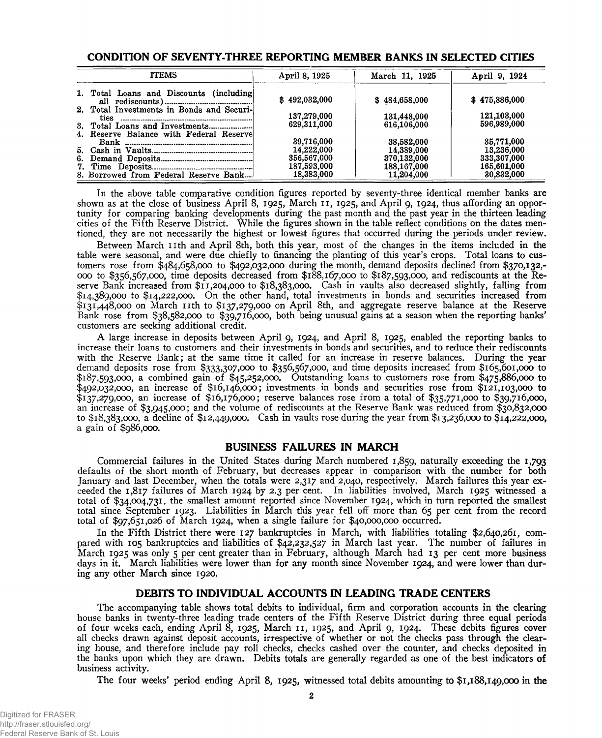## CONDITION OF SEVENTY-THREE REPORTING MEMBER BANKS IN SELECTED CITIES

| ITEMS | April 8, 1925 | March 11, 1925 | April 9, 1924 |
|---|---|---|---|
| 1. Total Loans and Discounts (including all rediscounts) | $ 492,032,000 | $ 484,658,000 | $ 475,886,000 |
| 2. Total Investments in Bonds and Securities | 137,279,000 | 131,448,000 | 121,103,000 |
| 3. Total Loans and Investments | 629,311,000 | 616,106,000 | 596,989,000 |
| 4. Reserve Balance with Federal Reserve Bank | 39,716,000 | 38,582,000 | 35,771,000 |
| 5. Cash in Vaults | 14,222,000 | 14,389,000 | 13,236,000 |
| 6. Demand Deposits | 356,567,000 | 370,132,000 | 333,307,000 |
| 7. Time Deposits | 187,593,000 | 188,167,000 | 165,601,000 |
| 8. Borrowed from Federal Reserve Bank | 18,383,000 | 11,204,000 | 30,832,000 |

In the above table comparative condition figures reported by seventy-three identical member banks are shown as at the close of business April 8, 1925, March 11, 1925, and April 9, 1924, thus affording an opportunity for comparing banking developments during the past month and the past year in the thirteen leading cities of the Fifth Reserve District. While the figures shown in the table reflect conditions on the dates mentioned, they are not necessarily the highest or lowest figures that occurred during the periods under review.

Between March 11th and April 8th, both this year, most of the changes in the items included in the table were seasonal, and were due chiefly to financing the planting of this year's crops. Total loans to customers rose from $484,658,000 to $492,032,000 during the month, demand deposits declined from $370,132,000 to $356,567,000, time deposits decreased from $188,167,000 to $187,593,000, and rediscounts at the Reserve Bank increased from $11,204,000 to $18,383,000. Cash in vaults also decreased slightly, falling from $14,389,000 to $14,222,000. On the other hand, total investments in bonds and securities increased from $131,448,000 on March 11th to $137,279,000 on April 8th, and aggregate reserve balance at the Reserve Bank rose from $38,582,000 to $39,716,000, both being unusual gains at a season when the reporting banks' customers are seeking additional credit.

A large increase in deposits between April 9, 1924, and April 8, 1925, enabled the reporting banks to increase their loans to customers and their investments in bonds and securities, and to reduce their rediscounts with the Reserve Bank; at the same time it called for an increase in reserve balances. During the year demand deposits rose from $333,307,000 to $356,567,000, and time deposits increased from $165,601,000 to $187,593,000, a combined gain of $45,252,000. Outstanding loans to customers rose from $475,886,000 to $492,032,000, an increase of $16,146,000; investments in bonds and securities rose from $121,103,000 to $137,279,000, an increase of $16,176,000; reserve balances rose from a total of $35,771,000 to $39,716,000, an increase of $3,945,000; and the volume of rediscounts at the Reserve Bank was reduced from $30,832,000 to $18,383,000, a decline of $12,449,000. Cash in vaults rose during the year from $13,236,000 to $14,222,000, a gain of $986,000.

## BUSINESS FAILURES IN MARCH

Commercial failures in the United States during March numbered 1,859, naturally exceeding the 1,793 defaults of the short month of February, but decreases appear in comparison with the number for both January and last December, when the totals were 2,317 and 2,040, respectively. March failures this year exceeded the 1,817 failures of March 1924 by 2.3 per cent. In liabilities involved, March 1925 witnessed a total of $34,004,731, the smallest amount reported since November 1924, which in turn reported the smallest total since September 1923. Liabilities in March this year fell off more than 65 per cent from the record total of $97,651,026 of March 1924, when a single failure for $40,000,000 occurred.

In the Fifth District there were 127 bankruptcies in March, with liabilities totaling $2,640,261, compared with 105 bankruptcies and liabilities of $42,232,527 in March last year. The number of failures in March 1925 was only 5 per cent greater than in February, although March had 13 per cent more business days in it. March liabilities were lower than for any month since November 1924, and were lower than during any other March since 1920.

## DEBITS TO INDIVIDUAL ACCOUNTS IN LEADING TRADE CENTERS

The accompanying table shows total debits to individual, firm and corporation accounts in the clearing house banks in twenty-three leading trade centers of the Fifth Reserve District during three equal periods of four weeks each, ending April 8, 1925, March 11, 1925, and April 9, 1924. These debits figures cover all checks drawn against deposit accounts, irrespective of whether or not the checks pass through the clearing house, and therefore include pay roll checks, checks cashed over the counter, and checks deposited in the banks upon which they are drawn. Debits totals are generally regarded as one of the best indicators of business activity.

The four weeks' period ending April 8, 1925, witnessed total debits amounting to $1,188,149,000 in the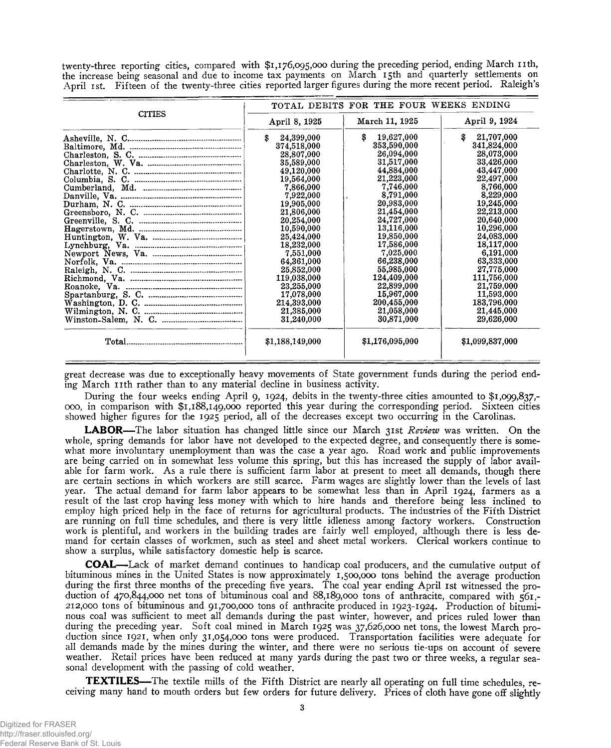twenty-three reporting cities, compared with $1,176,095,000 during the preceding period, ending March 11th, the increase being seasonal and due to income tax payments on March 15th and quarterly settlements on April 1st. Fifteen of the twenty-three cities reported larger figures during the more recent period. Raleigh's

| CITIES | TOTAL DEBITS FOR THE FOUR WEEKS ENDING | | |
|---|---|---|---|
| | April 8, 1925 | March 11, 1925 | April 9, 1924 |
| Asheville, N. C. | $ 24,399,000 | $ 19,627,000 | $ 21,707,000 |
| Baltimore, Md. | 374,518,000 | 353,590,000 | 341,824,000 |
| Charleston, S. C. | 28,807,000 | 26,094,000 | 28,073,000 |
| Charleston, W. Va. | 35,589,000 | 31,517,000 | 33,426,000 |
| Charlotte, N. C. | 49,120,000 | 44,884,000 | 43,447,000 |
| Columbia, S. C. | 19,564,000 | 21,223,000 | 22,497,000 |
| Cumberland, Md. | 7,866,000 | 7,746,000 | 8,766,000 |
| Danville, Va. | 7,922,000 | 8,791,000 | 8,229,000 |
| Durham, N. C. | 19,905,000 | 20,983,000 | 19,245,000 |
| Greensboro, N. C. | 21,806,000 | 21,454,000 | 22,213,000 |
| Greenville, S. C. | 20,254,000 | 24,727,000 | 20,640,000 |
| Hagerstown, Md. | 10,590,000 | 13,116,000 | 10,296,000 |
| Huntington, W. Va. | 25,424,000 | 19,850,000 | 24,083,000 |
| Lynchburg, Va. | 18,232,000 | 17,586,000 | 18,117,000 |
| Newport News, Va. | 7,551,000 | 7,025,000 | 6,191,000 |
| Norfolk, Va. | 64,361,000 | 66,238,000 | 63,333,000 |
| Raleigh, N. C. | 25,852,000 | 55,985,000 | 27,775,000 |
| Richmond, Va. | 119,038,000 | 124,409,000 | 111,756,000 |
| Roanoke, Va. | 23,255,000 | 22,899,000 | 21,759,000 |
| Spartanburg, S. C. | 17,078,000 | 15,967,000 | 11,593,000 |
| Washington, D. C. | 214,393,000 | 200,455,000 | 183,796,000 |
| Wilmington, N. C. | 21,385,000 | 21,058,000 | 21,445,000 |
| Winston-Salem, N. C. | 31,240,000 | 30,871,000 | 29,626,000 |
| Total | $1,188,149,000 | $1,176,095,000 | $1,099,837,000 |

great decrease was due to exceptionally heavy movements of State government funds during the period ending March 11th rather than to any material decline in business activity.

During the four weeks ending April 9, 1924, debits in the twenty-three cities amounted to $1,099,837,000, in comparison with $1,188,149,000 reported this year during the corresponding period. Sixteen cities showed higher figures for the 1925 period, all of the decreases except two occurring in the Carolinas.

**LABOR**—The labor situation has changed little since our March 31st *Review* was written. On the whole, spring demands for labor have not developed to the expected degree, and consequently there is somewhat more involuntary unemployment than was the case a year ago. Road work and public improvements are being carried on in somewhat less volume this spring, but this has increased the supply of labor available for farm work. As a rule there is sufficient farm labor at present to meet all demands, though there are certain sections in which workers are still scarce. Farm wages are slightly lower than the levels of last year. The actual demand for farm labor appears to be somewhat less than in April 1924, farmers as a result of the last crop having less money with which to hire hands and therefore being less inclined to employ high priced help in the face of returns for agricultural products. The industries of the Fifth District are running on full time schedules, and there is very little idleness among factory workers. Construction work is plentiful, and workers in the building trades are fairly well employed, although there is less demand for certain classes of workmen, such as steel and sheet metal workers. Clerical workers continue to show a surplus, while satisfactory domestic help is scarce.

**COAL**—Lack of market demand continues to handicap coal producers, and the cumulative output of bituminous mines in the United States is now approximately 1,500,000 tons behind the average production during the first three months of the preceding five years. The coal year ending April 1st witnessed the production of 470,844,000 net tons of bituminous coal and 88,189,000 tons of anthracite, compared with 561,212,000 tons of bituminous and 91,700,000 tons of anthracite produced in 1923-1924. Production of bituminous coal was sufficient to meet all demands during the past winter, however, and prices ruled lower than during the preceding year. Soft coal mined in March 1925 was 37,626,000 net tons, the lowest March production since 1921, when only 31,054,000 tons were produced. Transportation facilities were adequate for all demands made by the mines during the winter, and there were no serious tie-ups on account of severe weather. Retail prices have been reduced at many yards during the past two or three weeks, a regular seasonal development with the passing of cold weather.

**TEXTILES**—The textile mills of the Fifth District are nearly all operating on full time schedules, receiving many hand to mouth orders but few orders for future delivery. Prices of cloth have gone off slightly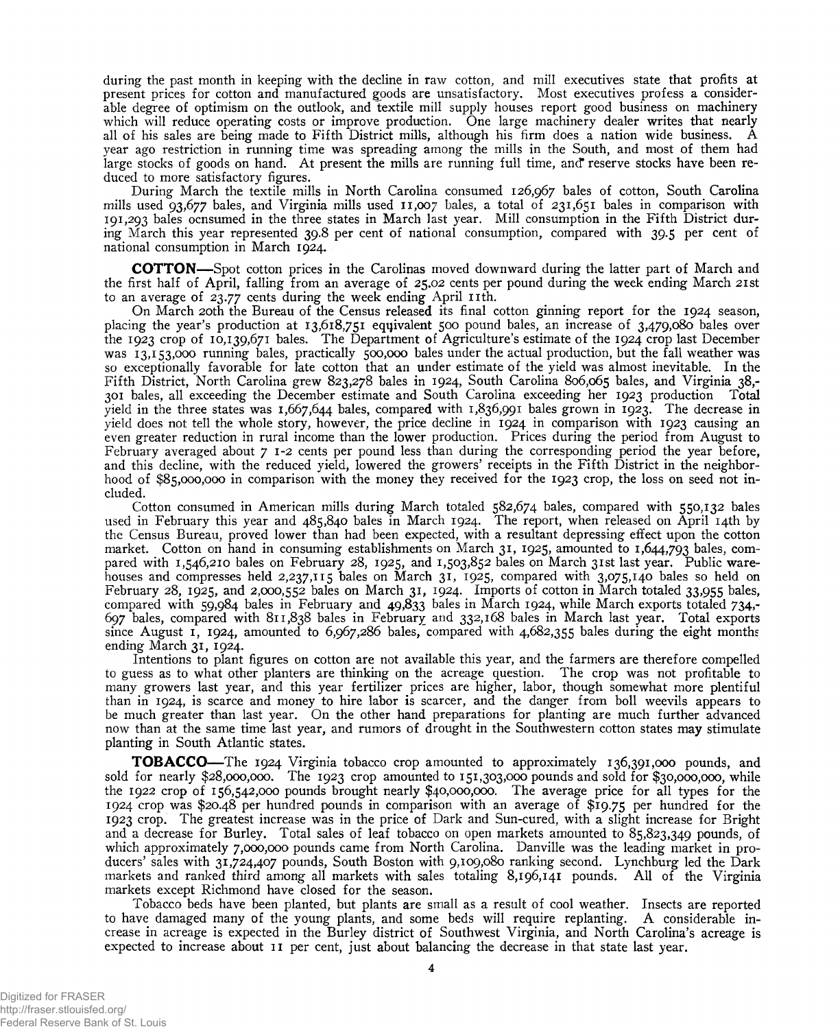during the past month in keeping with the decline in raw cotton, and mill executives state that profits at present prices for cotton and manufactured goods are unsatisfactory. Most executives profess a considerable degree of optimism on the outlook, and textile mill supply houses report good business on machinery which will reduce operating costs or improve production. One large machinery dealer writes that nearly all of his sales are being made to Fifth District mills, although his firm does a nation wide business. A year ago restriction in running time was spreading among the mills in the South, and most of them had large stocks of goods on hand. At present the mills are running full time, and reserve stocks have been reduced to more satisfactory figures.

During March the textile mills in North Carolina consumed 126,967 bales of cotton, South Carolina mills used 93,677 bales, and Virginia mills used 11,007 bales, a total of 231,651 bales in comparison with 191,293 bales ocnsumed in the three states in March last year. Mill consumption in the Fifth District during March this year represented 39.8 per cent of national consumption, compared with 39.5 per cent of national consumption in March 1924.

**COTTON**—Spot cotton prices in the Carolinas moved downward during the latter part of March and the first half of April, falling from an average of 25.02 cents per pound during the week ending March 21st to an average of 23.77 cents during the week ending April 11th.

On March 20th the Bureau of the Census released its final cotton ginning report for the 1924 season, placing the year's production at 13,618,751 equivalent 500 pound bales, an increase of 3,479,080 bales over the 1923 crop of 10,139,671 bales. The Department of Agriculture's estimate of the 1924 crop last December was 13,153,000 running bales, practically 500,000 bales under the actual production, but the fall weather was so exceptionally favorable for late cotton that an under estimate of the yield was almost inevitable. In the Fifth District, North Carolina grew 823,278 bales in 1924, South Carolina 806,065 bales, and Virginia 38,301 bales, all exceeding the December estimate and South Carolina exceeding her 1923 production Total yield in the three states was 1,667,644 bales, compared with 1,836,991 bales grown in 1923. The decrease in yield does not tell the whole story, however, the price decline in 1924 in comparison with 1923 causing an even greater reduction in rural income than the lower production. Prices during the period from August to February averaged about 7 1-2 cents per pound less than during the corresponding period the year before, and this decline, with the reduced yield, lowered the growers' receipts in the Fifth District in the neighborhood of $85,000,000 in comparison with the money they received for the 1923 crop, the loss on seed not included.

Cotton consumed in American mills during March totaled 582,674 bales, compared with 550,132 bales used in February this year and 485,840 bales in March 1924. The report, when released on April 14th by the Census Bureau, proved lower than had been expected, with a resultant depressing effect upon the cotton market. Cotton on hand in consuming establishments on March 31, 1925, amounted to 1,644,793 bales, compared with 1,546,210 bales on February 28, 1925, and 1,503,852 bales on March 31st last year. Public warehouses and compresses held 2,237,115 bales on March 31, 1925, compared with 3,075,140 bales so held on February 28, 1925, and 2,000,552 bales on March 31, 1924. Imports of cotton in March totaled 33,955 bales, compared with 59,984 bales in February and 49,833 bales in March 1924, while March exports totaled 734,697 bales, compared with 811,838 bales in February and 332,168 bales in March last year. Total exports since August 1, 1924, amounted to 6,967,286 bales, compared with 4,682,355 bales during the eight months ending March 31, 1924.

Intentions to plant figures on cotton are not available this year, and the farmers are therefore compelled to guess as to what other planters are thinking on the acreage question. The crop was not profitable to many growers last year, and this year fertilizer prices are higher, labor, though somewhat more plentiful than in 1924, is scarce and money to hire labor is scarcer, and the danger from boll weevils appears to be much greater than last year. On the other hand preparations for planting are much further advanced now than at the same time last year, and rumors of drought in the Southwestern cotton states may stimulate planting in South Atlantic states.

**TOBACCO**—The 1924 Virginia tobacco crop amounted to approximately 136,391,000 pounds, and sold for nearly $28,000,000. The 1923 crop amounted to 151,303,000 pounds and sold for $30,000,000, while the 1922 crop of 156,542,000 pounds brought nearly $40,000,000. The average price for all types for the 1924 crop was $20.48 per hundred pounds in comparison with an average of $19.75 per hundred for the 1923 crop. The greatest increase was in the price of Dark and Sun-cured, with a slight increase for Bright and a decrease for Burley. Total sales of leaf tobacco on open markets amounted to 85,823,349 pounds, of which approximately 7,000,000 pounds came from North Carolina. Danville was the leading market in producers' sales with 31,724,407 pounds, South Boston with 9,109,080 ranking second. Lynchburg led the Dark markets and ranked third among all markets with sales totaling 8,196,141 pounds. All of the Virginia markets except Richmond have closed for the season.

Tobacco beds have been planted, but plants are small as a result of cool weather. Insects are reported to have damaged many of the young plants, and some beds will require replanting. A considerable increase in acreage is expected in the Burley district of Southwest Virginia, and North Carolina's acreage is expected to increase about 11 per cent, just about balancing the decrease in that state last year.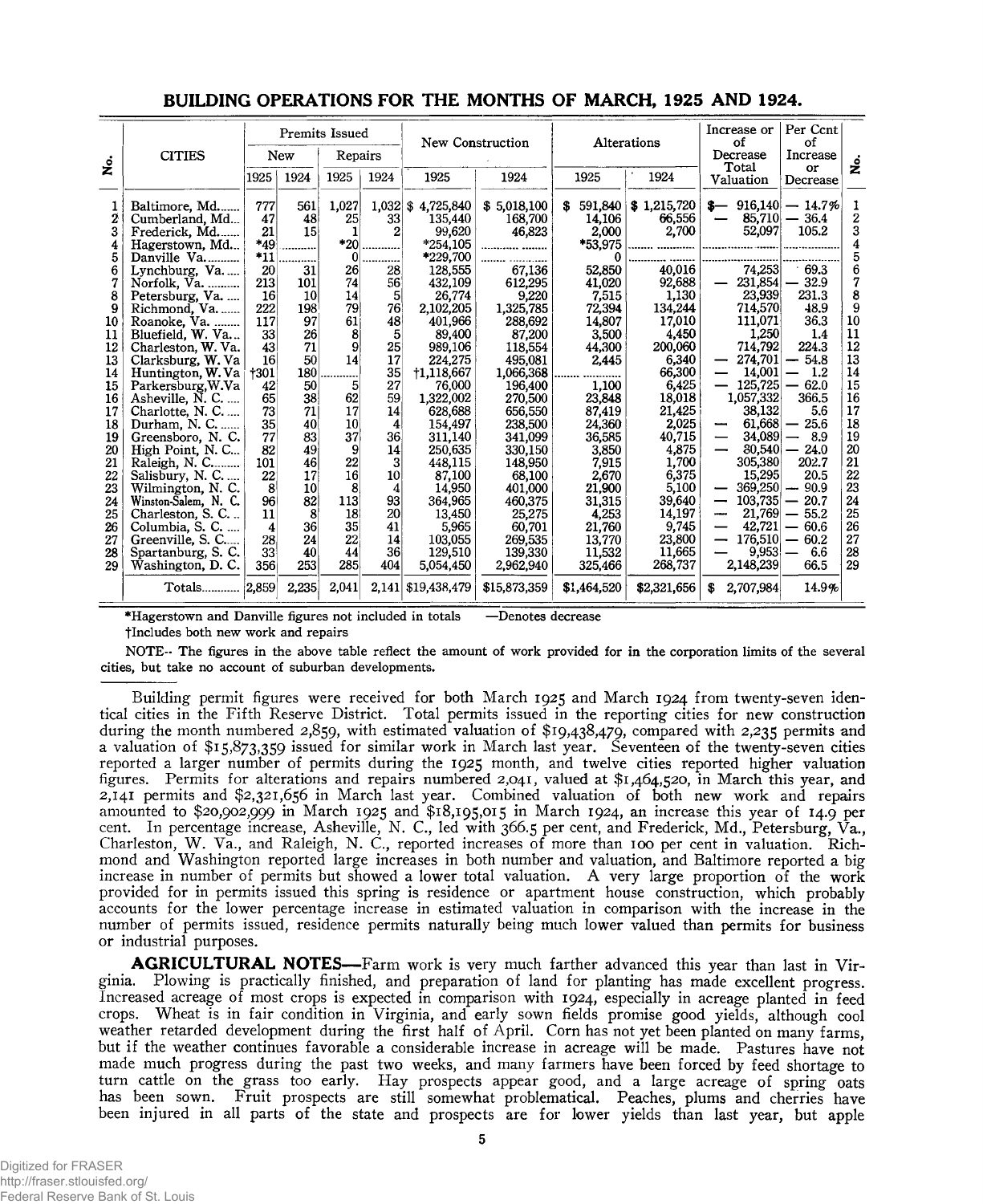## BUILDING OPERATIONS FOR THE MONTHS OF MARCH, 1925 AND 1924.

| No. | CITIES | Permits Issued | | | | New Construction | | Alterations | | Increase or of Decrease Total Valuation | Per Cent of Increase or Decrease | No. |
|---|---|---|---|---|---|---|---|---|---|---|---|---|
| | | New | | Repairs | | | | | | | | |
| | | 1925 | 1924 | 1925 | 1924 | 1925 | 1924 | 1925 | 1924 | | | |
| 1 | Baltimore, Md. | 777 | 561 | 1,027 | 1,032 | $ 4,725,840 | $ 5,018,100 | $ 591,840 | $ 1,215,720 | $— 916,140 | — 14.7% | 1 |
| 2 | Cumberland, Md. | 47 | 48 | 25 | 33 | 135,440 | 168,700 | 14,106 | 66,556 | — 85,710 | — 36.4 | 2 |
| 3 | Frederick, Md. | 21 | 15 | 1 | 2 | 99,620 | 46,823 | 2,000 | 2,700 | 52,097 | 105.2 | 3 |
| 4 | Hagerstown, Md. | *49 | | *20 | | *254,105 | | *53,975 | | | | 4 |
| 5 | Danville Va. | *11 | | 0 | | *229,700 | | 0 | | | | 5 |
| 6 | Lynchburg, Va. | 20 | 31 | 26 | 28 | 128,555 | 67,136 | 52,850 | 40,016 | 74,253 | 69.3 | 6 |
| 7 | Norfolk, Va. | 213 | 101 | 74 | 56 | 432,109 | 612,295 | 41,020 | 92,688 | — 231,854 | — 32.9 | 7 |
| 8 | Petersburg, Va. | 16 | 10 | 14 | 5 | 26,774 | 9,220 | 7,515 | 1,130 | 23,939 | 231.3 | 8 |
| 9 | Richmond, Va. | 222 | 198 | 79 | 76 | 2,102,205 | 1,325,785 | 72,394 | 134,244 | 714,570 | 48.9 | 9 |
| 10 | Roanoke, Va. | 117 | 97 | 61 | 48 | 401,966 | 288,692 | 14,807 | 17,010 | 111,071 | 36.3 | 10 |
| 11 | Bluefield, W. Va. | 33 | 26 | 8 | 5 | 89,400 | 87,200 | 3,500 | 4,450 | 1,250 | 1.4 | 11 |
| 12 | Charleston, W. Va. | 43 | 71 | 9 | 25 | 989,106 | 118,554 | 44,300 | 200,060 | 714,792 | 224.3 | 12 |
| 13 | Clarksburg, W. Va | 16 | 50 | 14 | 17 | 224,275 | 495,081 | 2,445 | 6,340 | — 274,701 | — 54.8 | 13 |
| 14 | Huntington, W. Va | †301 | 180 | | 35 | †1,118,667 | 1,066,368 | | 66,300 | — 14,001 | — 1.2 | 14 |
| 15 | Parkersburg, W. Va | 42 | 50 | 5 | 27 | 76,000 | 196,400 | 1,100 | 6,425 | — 125,725 | — 62.0 | 15 |
| 16 | Asheville, N. C. | 65 | 38 | 62 | 59 | 1,322,002 | 270,500 | 23,848 | 18,018 | 1,057,332 | 366.5 | 16 |
| 17 | Charlotte, N. C. | 73 | 71 | 17 | 14 | 628,688 | 656,550 | 87,419 | 21,425 | 38,132 | 5.6 | 17 |
| 18 | Durham, N. C. | 35 | 40 | 10 | 4 | 154,497 | 238,500 | 24,360 | 2,025 | — 61,668 | — 25.6 | 18 |
| 19 | Greensboro, N. C. | 77 | 83 | 37 | 36 | 311,140 | 341,099 | 36,585 | 40,715 | — 34,089 | — 8.9 | 19 |
| 20 | High Point, N. C. | 82 | 49 | 9 | 14 | 250,635 | 330,150 | 3,850 | 4,875 | — 80,540 | — 24.0 | 20 |
| 21 | Raleigh, N. C. | 101 | 46 | 22 | 3 | 448,115 | 148,950 | 7,915 | 1,700 | 305,380 | 202.7 | 21 |
| 22 | Salisbury, N. C. | 22 | 17 | 16 | 10 | 87,100 | 68,100 | 2,670 | 6,375 | 15,295 | 20.5 | 22 |
| 23 | Wilmington, N. C. | 8 | 10 | 8 | 4 | 14,950 | 401,000 | 21,900 | 5,100 | — 369,250 | — 90.9 | 23 |
| 24 | Winston-Salem, N. C. | 96 | 82 | 113 | 93 | 364,965 | 460,375 | 31,315 | 39,640 | — 103,735 | — 20.7 | 24 |
| 25 | Charleston, S. C. | 11 | 8 | 18 | 20 | 13,450 | 25,275 | 4,253 | 14,197 | — 21,769 | — 55.2 | 25 |
| 26 | Columbia, S. C. | 4 | 36 | 35 | 41 | 5,965 | 60,701 | 21,760 | 9,745 | — 42,721 | — 60.6 | 26 |
| 27 | Greenville, S. C. | 28 | 24 | 22 | 14 | 103,055 | 269,535 | 13,770 | 23,800 | — 176,510 | — 60.2 | 27 |
| 28 | Spartanburg, S. C. | 33 | 40 | 44 | 36 | 129,510 | 139,330 | 11,532 | 11,665 | — 9,953 | — 6.6 | 28 |
| 29 | Washington, D. C. | 356 | 253 | 285 | 404 | 5,054,450 | 2,962,940 | 325,466 | 268,737 | 2,148,239 | 66.5 | 29 |
| | Totals | 2,859 | 2,235 | 2,041 | 2,141 | $19,438,479 | $15,873,359 | $1,464,520 | $2,321,656 | $ 2,707,984 | 14.9% | |

*Hagerstown and Danville figures not included in totals —Denotes decrease

†Includes both new work and repairs

NOTE-- The figures in the above table reflect the amount of work provided for in the corporation limits of the several cities, but take no account of suburban developments.

Building permit figures were received for both March 1925 and March 1924 from twenty-seven identical cities in the Fifth Reserve District. Total permits issued in the reporting cities for new construction during the month numbered 2,859, with estimated valuation of $19,438,479, compared with 2,235 permits and a valuation of $15,873,359 issued for similar work in March last year. Seventeen of the twenty-seven cities reported a larger number of permits during the 1925 month, and twelve cities reported higher valuation figures. Permits for alterations and repairs numbered 2,041, valued at $1,464,520, in March this year, and 2,141 permits and $2,321,656 in March last year. Combined valuation of both new work and repairs amounted to $20,902,999 in March 1925 and $18,195,015 in March 1924, an increase this year of 14.9 per cent. In percentage increase, Asheville, N. C., led with 366.5 per cent, and Frederick, Md., Petersburg, Va., Charleston, W. Va., and Raleigh, N. C., reported increases of more than 100 per cent in valuation. Richmond and Washington reported large increases in both number and valuation, and Baltimore reported a big increase in number of permits but showed a lower total valuation. A very large proportion of the work provided for in permits issued this spring is residence or apartment house construction, which probably accounts for the lower percentage increase in estimated valuation in comparison with the increase in the number of permits issued, residence permits naturally being much lower valued than permits for business or industrial purposes.

**AGRICULTURAL NOTES**—Farm work is very much farther advanced this year than last in Virginia. Plowing is practically finished, and preparation of land for planting has made excellent progress. Increased acreage of most crops is expected in comparison with 1924, especially in acreage planted in feed crops. Wheat is in fair condition in Virginia, and early sown fields promise good yields, although cool weather retarded development during the first half of April. Corn has not yet been planted on many farms, but if the weather continues favorable a considerable increase in acreage will be made. Pastures have not made much progress during the past two weeks, and many farmers have been forced by feed shortage to turn cattle on the grass too early. Hay prospects appear good, and a large acreage of spring oats has been sown. Fruit prospects are still somewhat problematical. Peaches, plums and cherries have been injured in all parts of the state and prospects are for lower yields than last year, but apple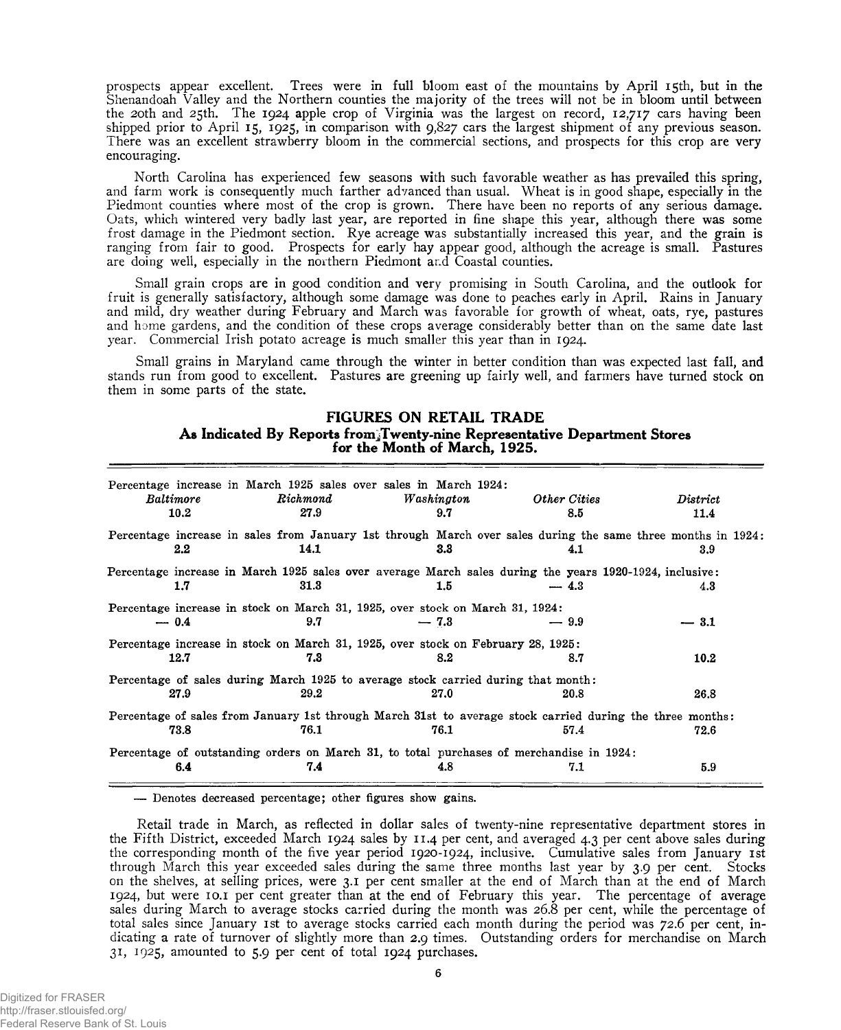prospects appear excellent. Trees were in full bloom east of the mountains by April 15th, but in the Shenandoah Valley and the Northern counties the majority of the trees will not be in bloom until between the 20th and 25th. The 1924 apple crop of Virginia was the largest on record, 12,717 cars having been shipped prior to April 15, 1925, in comparison with 9,827 cars the largest shipment of any previous season. There was an excellent strawberry bloom in the commercial sections, and prospects for this crop are very encouraging.

North Carolina has experienced few seasons with such favorable weather as has prevailed this spring, and farm work is consequently much farther advanced than usual. Wheat is in good shape, especially in the Piedmont counties where most of the crop is grown. There have been no reports of any serious damage. Oats, which wintered very badly last year, are reported in fine shape this year, although there was some frost damage in the Piedmont section. Rye acreage was substantially increased this year, and the grain is ranging from fair to good. Prospects for early hay appear good, although the acreage is small. Pastures are doing well, especially in the northern Piedmont and Coastal counties.

Small grain crops are in good condition and very promising in South Carolina, and the outlook for fruit is generally satisfactory, although some damage was done to peaches early in April. Rains in January and mild, dry weather during February and March was favorable for growth of wheat, oats, rye, pastures and home gardens, and the condition of these crops average considerably better than on the same date last year. Commercial Irish potato acreage is much smaller this year than in 1924.

Small grains in Maryland came through the winter in better condition than was expected last fall, and stands run from good to excellent. Pastures are greening up fairly well, and farmers have turned stock on them in some parts of the state.

## FIGURES ON RETAIL TRADE

### As Indicated By Reports from Twenty-nine Representative Department Stores for the Month of March, 1925.

| | *Baltimore* | *Richmond* | *Washington* | *Other Cities* | *District* |
|---|---|---|---|---|---|
| Percentage increase in March 1925 sales over sales in March 1924: | 10.2 | 27.9 | 9.7 | 8.5 | 11.4 |
| Percentage increase in sales from January 1st through March over sales during the same three months in 1924: | 2.2 | 14.1 | 3.3 | 4.1 | 3.9 |
| Percentage increase in March 1925 sales over average March sales during the years 1920-1924, inclusive: | 1.7 | 31.3 | 1.5 | — 4.3 | 4.3 |
| Percentage increase in stock on March 31, 1925, over stock on March 31, 1924: | — 0.4 | 9.7 | — 7.3 | — 9.9 | — 3.1 |
| Percentage increase in stock on March 31, 1925, over stock on February 28, 1925: | 12.7 | 7.3 | 8.2 | 8.7 | 10.2 |
| Percentage of sales during March 1925 to average stock carried during that month: | 27.9 | 29.2 | 27.0 | 20.8 | 26.8 |
| Percentage of sales from January 1st through March 31st to average stock carried during the three months: | 73.8 | 76.1 | 76.1 | 57.4 | 72.6 |
| Percentage of outstanding orders on March 31, to total purchases of merchandise in 1924: | 6.4 | 7.4 | 4.8 | 7.1 | 5.9 |

— Denotes decreased percentage; other figures show gains.

Retail trade in March, as reflected in dollar sales of twenty-nine representative department stores in the Fifth District, exceeded March 1924 sales by 11.4 per cent, and averaged 4.3 per cent above sales during the corresponding month of the five year period 1920-1924, inclusive. Cumulative sales from January 1st through March this year exceeded sales during the same three months last year by 3.9 per cent. Stocks on the shelves, at selling prices, were 3.1 per cent smaller at the end of March than at the end of March 1924, but were 10.1 per cent greater than at the end of February this year. The percentage of average sales during March to average stocks carried during the month was 26.8 per cent, while the percentage of total sales since January 1st to average stocks carried each month during the period was 72.6 per cent, indicating a rate of turnover of slightly more than 2.9 times. Outstanding orders for merchandise on March 31, 1925, amounted to 5.9 per cent of total 1924 purchases.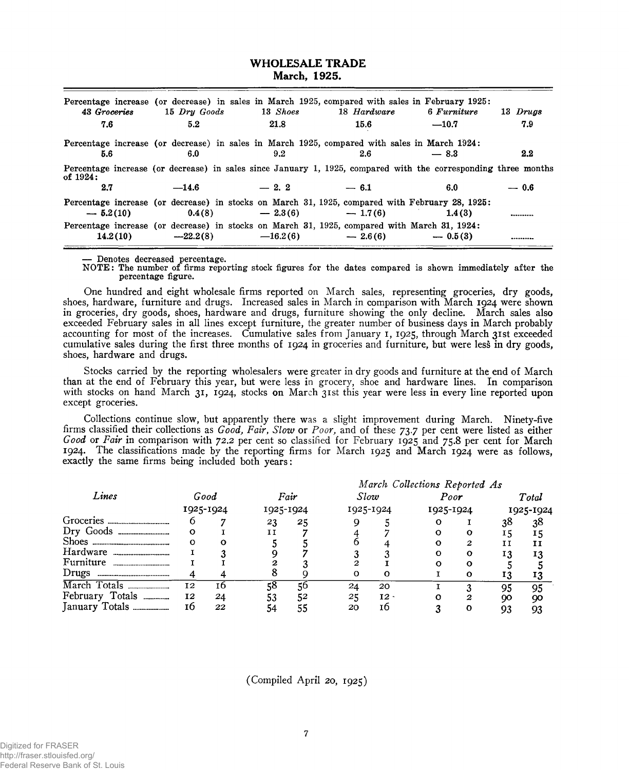## WHOLESALE TRADE
### March, 1925.

| | 43 *Groceries* | 15 *Dry Goods* | 13 *Shoes* | 18 *Hardware* | 6 *Furniture* | 13 *Drugs* |
|---|---|---|---|---|---|---|
| Percentage increase (or decrease) in sales in March 1925, compared with sales in February 1925: | 7.6 | 5.2 | 21.8 | 15.6 | —10.7 | 7.9 |
| Percentage increase (or decrease) in sales in March 1925, compared with sales in March 1924: | 5.6 | 6.0 | 9.2 | 2.6 | — 8.3 | 2.2 |
| Percentage increase (or decrease) in sales since January 1, 1925, compared with the corresponding three months of 1924: | 2.7 | —14.6 | — 2. 2 | — 6.1 | 6.0 | — 0.6 |
| Percentage increase (or decrease) in stocks on March 31, 1925, compared with February 28, 1925: | — 5.2(10) | 0.4(8) | — 2.3(6) | — 1.7(6) | 1.4(3) | .......... |
| Percentage increase (or decrease) in stocks on March 31, 1925, compared with March 31, 1924: | 14.2(10) | —22.2(8) | —16.2(6) | — 2.6(6) | — 0.5(3) | .......... |

— Denotes decreased percentage.
NOTE: The number of firms reporting stock figures for the dates compared is shown immediately after the percentage figure.

One hundred and eight wholesale firms reported on March sales, representing groceries, dry goods, shoes, hardware, furniture and drugs. Increased sales in March in comparison with March 1924 were shown in groceries, dry goods, shoes, hardware and drugs, furniture showing the only decline. March sales also exceeded February sales in all lines except furniture, the greater number of business days in March probably accounting for most of the increases. Cumulative sales from January 1, 1925, through March 31st exceeded cumulative sales during the first three months of 1924 in groceries and furniture, but were less in dry goods, shoes, hardware and drugs.

Stocks carried by the reporting wholesalers were greater in dry goods and furniture at the end of March than at the end of February this year, but were less in grocery, shoe and hardware lines. In comparison with stocks on hand March 31, 1924, stocks on March 31st this year were less in every line reported upon except groceries.

Collections continue slow, but apparently there was a slight improvement during March. Ninety-five firms classified their collections as *Good, Fair, Slow* or *Poor,* and of these 73.7 per cent were listed as either *Good* or *Fair* in comparison with 72.2 per cent so classified for February 1925 and 75.8 per cent for March 1924. The classifications made by the reporting firms for March 1925 and March 1924 were as follows, exactly the same firms being included both years:

| | *March Collections Reported As* | | | | | | | | | |
|---|---|---|---|---|---|---|---|---|---|---|
| *Lines* | *Good* | | *Fair* | | *Slow* | | *Poor* | | *Total* | |
| | 1925 | 1924 | 1925 | 1924 | 1925 | 1924 | 1925 | 1924 | 1925 | 1924 |
| Groceries | 6 | 7 | 23 | 25 | 9 | 5 | 0 | 1 | 38 | 38 |
| Dry Goods | 0 | 1 | 11 | 7 | 4 | 7 | 0 | 0 | 15 | 15 |
| Shoes | 0 | 0 | 5 | 5 | 6 | 4 | 0 | 2 | 11 | 11 |
| Hardware | 1 | 3 | 9 | 7 | 3 | 3 | 0 | 0 | 13 | 13 |
| Furniture | 1 | 1 | 2 | 3 | 2 | 1 | 0 | 0 | 5 | 5 |
| Drugs | 4 | 4 | 8 | 9 | 0 | 0 | 1 | 0 | 13 | 13 |
| March Totals | 12 | 16 | 58 | 56 | 24 | 20 | 1 | 3 | 95 | 95 |
| February Totals | 12 | 24 | 53 | 52 | 25 | 12 | 0 | 2 | 90 | 90 |
| January Totals | 16 | 22 | 54 | 55 | 20 | 16 | 3 | 0 | 93 | 93 |

(Compiled April 20, 1925)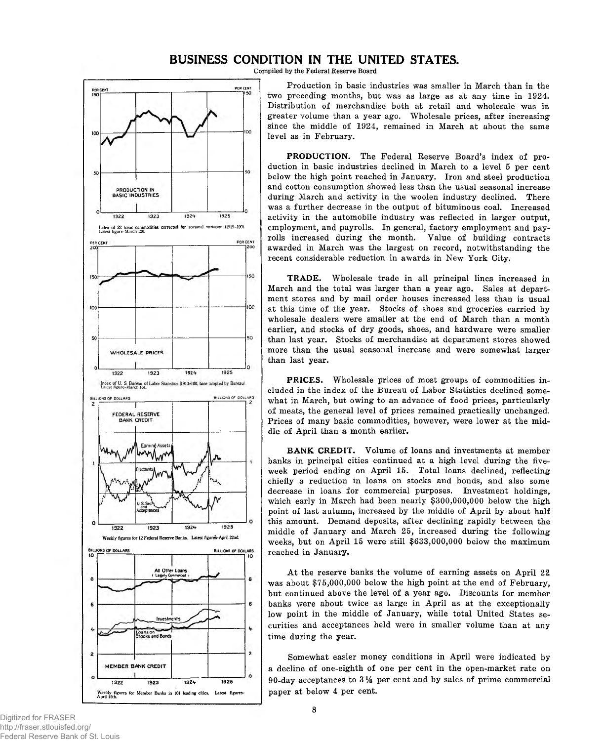# BUSINESS CONDITION IN THE UNITED STATES.

Compiled by the Federal Reserve Board

PER CENT
150
100
50
0
PRODUCTION IN BASIC INDUSTRIES
1922 1923 1924 1925

Index of 22 basic commodities corrected for seasonal variation (1919=100). Latest figure—March 120.

PER CENT
200
150
100
50
0
WHOLESALE PRICES
1922 1923 1924 1925

Index of U. S. Bureau of Labor Statistics (1913=100, base adopted by Bureau). Latest figure—March 161.

BILLIONS OF DOLLARS
2
1
0
FEDERAL RESERVE BANK CREDIT
Earning Assets
Discounts
U. S. Sec. and Acceptances
1922 1923 1924 1925

Weekly figures for 12 Federal Reserve Banks. Latest figures—April 22nd.

BILLIONS OF DOLLARS
10
8
6
4
2
0
All Other Loans (Largely Commercial)
Investments
Loans on Stocks and Bonds
MEMBER BANK CREDIT
1922 1923 1924 1925

Weekly figures for Member Banks in 101 leading cities. Latest figures—April 15th.

Production in basic industries was smaller in March than in the two preceding months, but was as large as at any time in 1924. Distribution of merchandise both at retail and wholesale was in greater volume than a year ago. Wholesale prices, after increasing since the middle of 1924, remained in March at about the same level as in February.

**PRODUCTION.** The Federal Reserve Board's index of production in basic industries declined in March to a level 5 per cent below the high point reached in January. Iron and steel production and cotton consumption showed less than the usual seasonal increase during March and activity in the woolen industry declined. There was a further decrease in the output of bituminous coal. Increased activity in the automobile industry was reflected in larger output, employment, and payrolls. In general, factory employment and payrolls increased during the month. Value of building contracts awarded in March was the largest on record, notwithstanding the recent considerable reduction in awards in New York City.

**TRADE.** Wholesale trade in all principal lines increased in March and the total was larger than a year ago. Sales at department stores and by mail order houses increased less than is usual at this time of the year. Stocks of shoes and groceries carried by wholesale dealers were smaller at the end of March than a month earlier, and stocks of dry goods, shoes, and hardware were smaller than last year. Stocks of merchandise at department stores showed more than the usual seasonal increase and were somewhat larger than last year.

**PRICES.** Wholesale prices of most groups of commodities included in the index of the Bureau of Labor Statistics declined somewhat in March, but owing to an advance of food prices, particularly of meats, the general level of prices remained practically unchanged. Prices of many basic commodities, however, were lower at the middle of April than a month earlier.

**BANK CREDIT.** Volume of loans and investments at member banks in principal cities continued at a high level during the five-week period ending on April 15. Total loans declined, reflecting chiefly a reduction in loans on stocks and bonds, and also some decrease in loans for commercial purposes. Investment holdings, which early in March had been nearly $300,000,000 below the high point of last autumn, increased by the middle of April by about half this amount. Demand deposits, after declining rapidly between the middle of January and March 25, increased during the following weeks, but on April 15 were still $633,000,000 below the maximum reached in January.

At the reserve banks the volume of earning assets on April 22 was about $75,000,000 below the high point at the end of February, but continued above the level of a year ago. Discounts for member banks were about twice as large in April as at the exceptionally low point in the middle of January, while total United States securities and acceptances held were in smaller volume than at any time during the year.

Somewhat easier money conditions in April were indicated by a decline of one-eighth of one per cent in the open-market rate on 90-day acceptances to 3⅛ per cent and by sales of prime commercial paper at below 4 per cent.